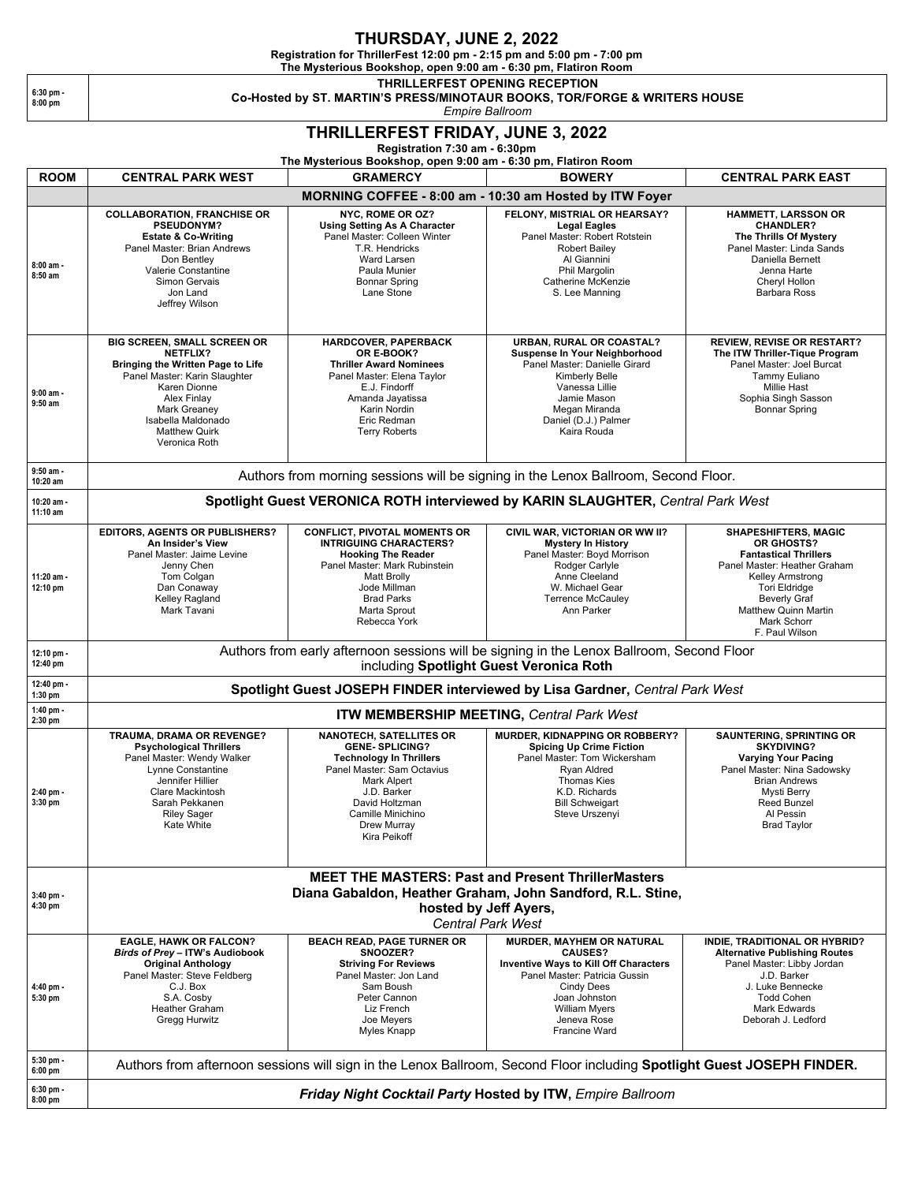# THURSDAY, JUNE 2, 2022

**Registration for ThrillerFest 12:00 pm - 2:15 pm and 5:00 pm - 7:00 pm**
**The Mysterious Bookshop, open 9:00 am - 6:30 pm, Flatiron Room**

| | |
|---|---|
| 6:30 pm - 8:00 pm | **THRILLERFEST OPENING RECEPTION** **Co-Hosted by ST. MARTIN'S PRESS/MINOTAUR BOOKS, TOR/FORGE & WRITERS HOUSE** *Empire Ballroom* |

# THRILLERFEST FRIDAY, JUNE 3, 2022

**Registration 7:30 am - 6:30pm**
**The Mysterious Bookshop, open 9:00 am - 6:30 pm, Flatiron Room**

| ROOM | CENTRAL PARK WEST | GRAMERCY | BOWERY | CENTRAL PARK EAST |
|---|---|---|---|---|
| | **MORNING COFFEE - 8:00 am - 10:30 am Hosted by ITW Foyer** | | | |
| 8:00 am - 8:50 am | **COLLABORATION, FRANCHISE OR PSEUDONYM?** **Estate & Co-Writing** Panel Master: Brian Andrews Don Bentley Valerie Constantine Simon Gervais Jon Land Jeffrey Wilson | **NYC, ROME OR OZ?** **Using Setting As A Character** Panel Master: Colleen Winter T.R. Hendricks Ward Larsen Paula Munier Bonnar Spring Lane Stone | **FELONY, MISTRIAL OR HEARSAY?** **Legal Eagles** Panel Master: Robert Rotstein Robert Bailey Al Giannini Phil Margolin Catherine McKenzie S. Lee Manning | **HAMMETT, LARSSON OR CHANDLER?** **The Thrills Of Mystery** Panel Master: Linda Sands Daniella Bernett Jenna Harte Cheryl Hollon Barbara Ross |
| 9:00 am - 9:50 am | **BIG SCREEN, SMALL SCREEN OR NETFLIX?** **Bringing the Written Page to Life** Panel Master: Karin Slaughter Karen Dionne Alex Finlay Mark Greaney Isabella Maldonado Matthew Quirk Veronica Roth | **HARDCOVER, PAPERBACK OR E-BOOK?** **Thriller Award Nominees** Panel Master: Elena Taylor E.J. Findorff Amanda Jayatissa Karin Nordin Eric Redman Terry Roberts | **URBAN, RURAL OR COASTAL?** **Suspense In Your Neighborhood** Panel Master: Danielle Girard Kimberly Belle Vanessa Lillie Jamie Mason Megan Miranda Daniel (D.J.) Palmer Kaira Rouda | **REVIEW, REVISE OR RESTART?** **The ITW Thriller-Tique Program** Panel Master: Joel Burcat Tammy Euliano Millie Hast Sophia Singh Sasson Bonnar Spring |
| 9:50 am - 10:20 am | Authors from morning sessions will be signing in the Lenox Ballroom, Second Floor. | | | |
| 10:20 am - 11:10 am | **Spotlight Guest VERONICA ROTH interviewed by KARIN SLAUGHTER,** *Central Park West* | | | |
| 11:20 am - 12:10 pm | **EDITORS, AGENTS OR PUBLISHERS?** **An Insider's View** Panel Master: Jaime Levine Jenny Chen Tom Colgan Dan Conaway Kelley Ragland Mark Tavani | **CONFLICT, PIVOTAL MOMENTS OR INTRIGUING CHARACTERS?** **Hooking The Reader** Panel Master: Mark Rubinstein Matt Brolly Jode Millman Brad Parks Marta Sprout Rebecca York | **CIVIL WAR, VICTORIAN OR WW II?** **Mystery In History** Panel Master: Boyd Morrison Rodger Carlyle Anne Cleeland W. Michael Gear Terrence McCauley Ann Parker | **SHAPESHIFTERS, MAGIC OR GHOSTS?** **Fantastical Thrillers** Panel Master: Heather Graham Kelley Armstrong Tori Eldridge Beverly Graf Matthew Quinn Martin Mark Schorr F. Paul Wilson |
| 12:10 pm - 12:40 pm | Authors from early afternoon sessions will be signing in the Lenox Ballroom, Second Floor including **Spotlight Guest Veronica Roth** | | | |
| 12:40 pm - 1:30 pm | **Spotlight Guest JOSEPH FINDER interviewed by Lisa Gardner,** *Central Park West* | | | |
| 1:40 pm - 2:30 pm | **ITW MEMBERSHIP MEETING,** *Central Park West* | | | |
| 2:40 pm - 3:30 pm | **TRAUMA, DRAMA OR REVENGE?** **Psychological Thrillers** Panel Master: Wendy Walker Lynne Constantine Jennifer Hillier Clare Mackintosh Sarah Pekkanen Riley Sager Kate White | **NANOTECH, SATELLITES OR GENE- SPLICING?** **Technology In Thrillers** Panel Master: Sam Octavius Mark Alpert J.D. Barker David Holtzman Camille Minichino Drew Murray Kira Peikoff | **MURDER, KIDNAPPING OR ROBBERY?** **Spicing Up Crime Fiction** Panel Master: Tom Wickersham Ryan Aldred Thomas Kies K.D. Richards Bill Schweigart Steve Urszenyi | **SAUNTERING, SPRINTING OR SKYDIVING?** **Varying Your Pacing** Panel Master: Nina Sadowsky Brian Andrews Mysti Berry Reed Bunzel Al Pessin Brad Taylor |
| 3:40 pm - 4:30 pm | **MEET THE MASTERS: Past and Present ThrillerMasters** **Diana Gabaldon, Heather Graham, John Sandford, R.L. Stine, hosted by Jeff Ayers,** *Central Park West* | | | |
| 4:40 pm - 5:30 pm | **EAGLE, HAWK OR FALCON?** ***Birds of Prey* – ITW's Audiobook Original Anthology** Panel Master: Steve Feldberg C.J. Box S.A. Cosby Heather Graham Gregg Hurwitz | **BEACH READ, PAGE TURNER OR SNOOZER?** **Striving For Reviews** Panel Master: Jon Land Sam Boush Peter Cannon Liz French Joe Meyers Myles Knapp | **MURDER, MAYHEM OR NATURAL CAUSES?** **Inventive Ways to Kill Off Characters** Panel Master: Patricia Gussin Cindy Dees Joan Johnston William Myers Jeneva Rose Francine Ward | **INDIE, TRADITIONAL OR HYBRID?** **Alternative Publishing Routes** Panel Master: Libby Jordan J.D. Barker J. Luke Bennecke Todd Cohen Mark Edwards Deborah J. Ledford |
| 5:30 pm - 6:00 pm | Authors from afternoon sessions will sign in the Lenox Ballroom, Second Floor including **Spotlight Guest JOSEPH FINDER.** | | | |
| 6:30 pm - 8:00 pm | ***Friday Night Cocktail Party* Hosted by ITW,** *Empire Ballroom* | | | |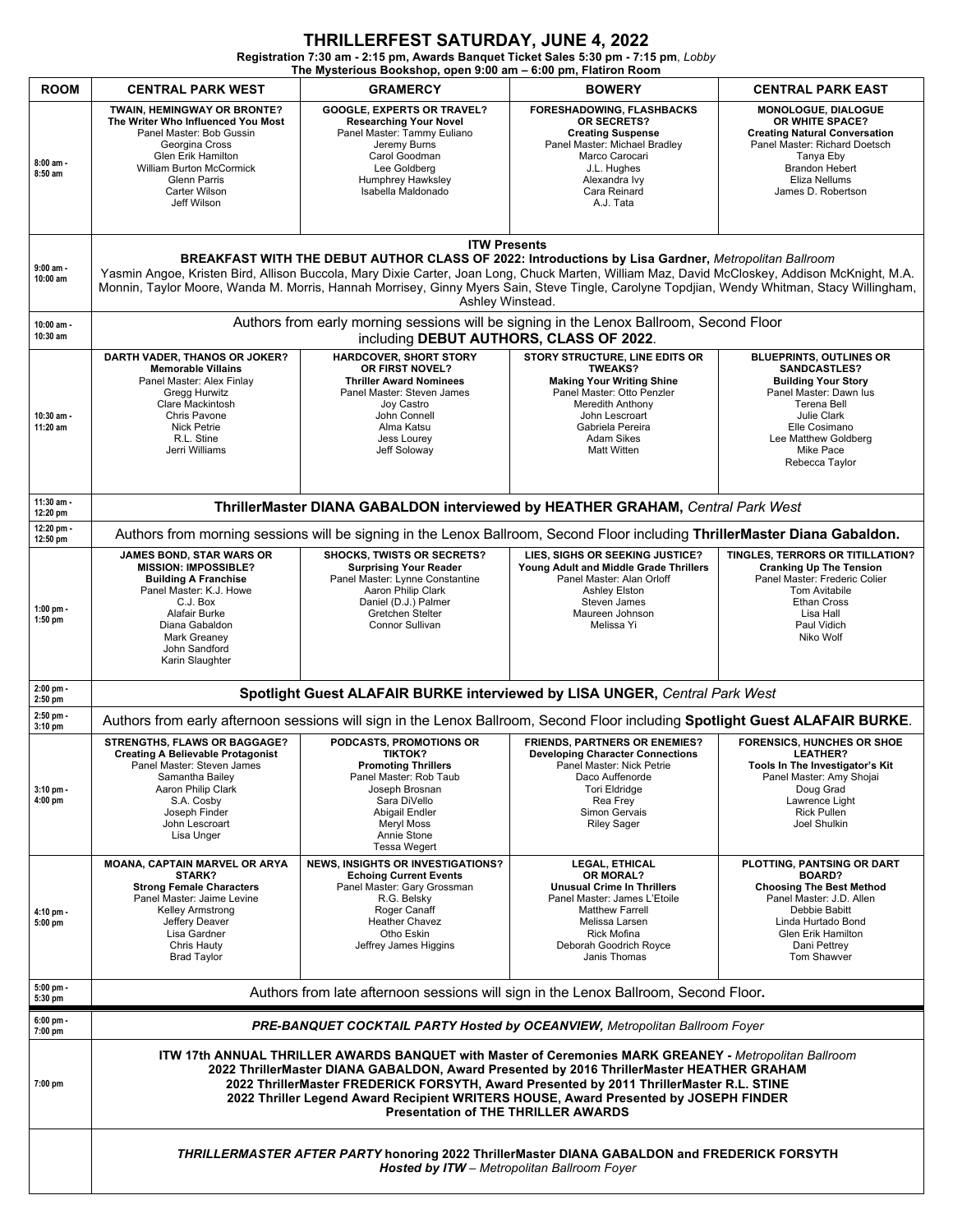# THRILLERFEST SATURDAY, JUNE 4, 2022

**Registration 7:30 am - 2:15 pm, Awards Banquet Ticket Sales 5:30 pm - 7:15 pm**, *Lobby*

**The Mysterious Bookshop, open 9:00 am – 6:00 pm, Flatiron Room**

| ROOM | CENTRAL PARK WEST | GRAMERCY | BOWERY | CENTRAL PARK EAST |
|---|---|---|---|---|
| 8:00 am - 8:50 am | **TWAIN, HEMINGWAY OR BRONTE? The Writer Who Influenced You Most** Panel Master: Bob Gussin, Georgina Cross, Glen Erik Hamilton, William Burton McCormick, Glenn Parris, Carter Wilson, Jeff Wilson | **GOOGLE, EXPERTS OR TRAVEL? Researching Your Novel** Panel Master: Tammy Euliano, Jeremy Burns, Carol Goodman, Lee Goldberg, Humphrey Hawksley, Isabella Maldonado | **FORESHADOWING, FLASHBACKS OR SECRETS? Creating Suspense** Panel Master: Michael Bradley, Marco Carocari, J.L. Hughes, Alexandra Ivy, Cara Reinard, A.J. Tata | **MONOLOGUE, DIALOGUE OR WHITE SPACE? Creating Natural Conversation** Panel Master: Richard Doetsch, Tanya Eby, Brandon Hebert, Eliza Nellums, James D. Robertson |
| 9:00 am - 10:00 am | **ITW Presents BREAKFAST WITH THE DEBUT AUTHOR CLASS OF 2022: Introductions by Lisa Gardner,** *Metropolitan Ballroom* Yasmin Angoe, Kristen Bird, Allison Buccola, Mary Dixie Carter, Joan Long, Chuck Marten, William Maz, David McCloskey, Addison McKnight, M.A. Monnin, Taylor Moore, Wanda M. Morris, Hannah Morrisey, Ginny Myers Sain, Steve Tingle, Carolyne Topdjian, Wendy Whitman, Stacy Willingham, Ashley Winstead. | | | |
| 10:00 am - 10:30 am | Authors from early morning sessions will be signing in the Lenox Ballroom, Second Floor including **DEBUT AUTHORS, CLASS OF 2022**. | | | |
| 10:30 am - 11:20 am | **DARTH VADER, THANOS OR JOKER? Memorable Villains** Panel Master: Alex Finlay, Gregg Hurwitz, Clare Mackintosh, Chris Pavone, Nick Petrie, R.L. Stine, Jerri Williams | **HARDCOVER, SHORT STORY OR FIRST NOVEL? Thriller Award Nominees** Panel Master: Steven James, Joy Castro, John Connell, Alma Katsu, Jess Lourey, Jeff Soloway | **STORY STRUCTURE, LINE EDITS OR TWEAKS? Making Your Writing Shine** Panel Master: Otto Penzler, Meredith Anthony, John Lescroart, Gabriela Pereira, Adam Sikes, Matt Witten | **BLUEPRINTS, OUTLINES OR SANDCASTLES? Building Your Story** Panel Master: Dawn Ius, Terena Bell, Julie Clark, Elle Cosimano, Lee Matthew Goldberg, Mike Pace, Rebecca Taylor |
| 11:30 am - 12:20 pm | **ThrillerMaster DIANA GABALDON interviewed by HEATHER GRAHAM,** *Central Park West* | | | |
| 12:20 pm - 12:50 pm | Authors from morning sessions will be signing in the Lenox Ballroom, Second Floor including **ThrillerMaster Diana Gabaldon.** | | | |
| 1:00 pm - 1:50 pm | **JAMES BOND, STAR WARS OR MISSION: IMPOSSIBLE? Building A Franchise** Panel Master: K.J. Howe, C.J. Box, Alafair Burke, Diana Gabaldon, Mark Greaney, John Sandford, Karin Slaughter | **SHOCKS, TWISTS OR SECRETS? Surprising Your Reader** Panel Master: Lynne Constantine, Aaron Philip Clark, Daniel (D.J.) Palmer, Gretchen Stelter, Connor Sullivan | **LIES, SIGHS OR SEEKING JUSTICE? Young Adult and Middle Grade Thrillers** Panel Master: Alan Orloff, Ashley Elston, Steven James, Maureen Johnson, Melissa Yi | **TINGLES, TERRORS OR TITILLATION? Cranking Up The Tension** Panel Master: Frederic Colier, Tom Avitabile, Ethan Cross, Lisa Hall, Paul Vidich, Niko Wolf |
| 2:00 pm - 2:50 pm | **Spotlight Guest ALAFAIR BURKE interviewed by LISA UNGER,** *Central Park West* | | | |
| 2:50 pm - 3:10 pm | Authors from early afternoon sessions will sign in the Lenox Ballroom, Second Floor including **Spotlight Guest ALAFAIR BURKE**. | | | |
| 3:10 pm - 4:00 pm | **STRENGTHS, FLAWS OR BAGGAGE? Creating A Believable Protagonist** Panel Master: Steven James, Samantha Bailey, Aaron Philip Clark, S.A. Cosby, Joseph Finder, John Lescroart, Lisa Unger | **PODCASTS, PROMOTIONS OR TIKTOK? Promoting Thrillers** Panel Master: Rob Taub, Joseph Brosnan, Sara DiVello, Abigail Endler, Meryl Moss, Annie Stone, Tessa Wegert | **FRIENDS, PARTNERS OR ENEMIES? Developing Character Connections** Panel Master: Nick Petrie, Daco Auffenorde, Tori Eldridge, Rea Frey, Simon Gervais, Riley Sager | **FORENSICS, HUNCHES OR SHOE LEATHER? Tools In The Investigator's Kit** Panel Master: Amy Shojai, Doug Grad, Lawrence Light, Rick Pullen, Joel Shulkin |
| 4:10 pm - 5:00 pm | **MOANA, CAPTAIN MARVEL OR ARYA STARK? Strong Female Characters** Panel Master: Jaime Levine, Kelley Armstrong, Jeffery Deaver, Lisa Gardner, Chris Hauty, Brad Taylor | **NEWS, INSIGHTS OR INVESTIGATIONS? Echoing Current Events** Panel Master: Gary Grossman, R.G. Belsky, Roger Canaff, Heather Chavez, Otho Eskin, Jeffrey James Higgins | **LEGAL, ETHICAL OR MORAL? Unusual Crime In Thrillers** Panel Master: James L'Etoile, Matthew Farrell, Melissa Larsen, Rick Mofina, Deborah Goodrich Royce, Janis Thomas | **PLOTTING, PANTSING OR DART BOARD? Choosing The Best Method** Panel Master: J.D. Allen, Debbie Babitt, Linda Hurtado Bond, Glen Erik Hamilton, Dani Pettrey, Tom Shawver |
| 5:00 pm - 5:30 pm | Authors from late afternoon sessions will sign in the Lenox Ballroom, Second Floor**.** | | | |
| 6:00 pm - 7:00 pm | ***PRE-BANQUET COCKTAIL PARTY Hosted by OCEANVIEW,*** *Metropolitan Ballroom Foyer* | | | |
| 7:00 pm | **ITW 17th ANNUAL THRILLER AWARDS BANQUET with Master of Ceremonies MARK GREANEY -** *Metropolitan Ballroom* **2022 ThrillerMaster DIANA GABALDON, Award Presented by 2016 ThrillerMaster HEATHER GRAHAM** **2022 ThrillerMaster FREDERICK FORSYTH, Award Presented by 2011 ThrillerMaster R.L. STINE** **2022 Thriller Legend Award Recipient WRITERS HOUSE, Award Presented by JOSEPH FINDER** **Presentation of THE THRILLER AWARDS** | | | |
| | ***THRILLERMASTER AFTER PARTY*** **honoring 2022 ThrillerMaster DIANA GABALDON and FREDERICK FORSYTH** ***Hosted by ITW*** *– Metropolitan Ballroom Foyer* | | | |